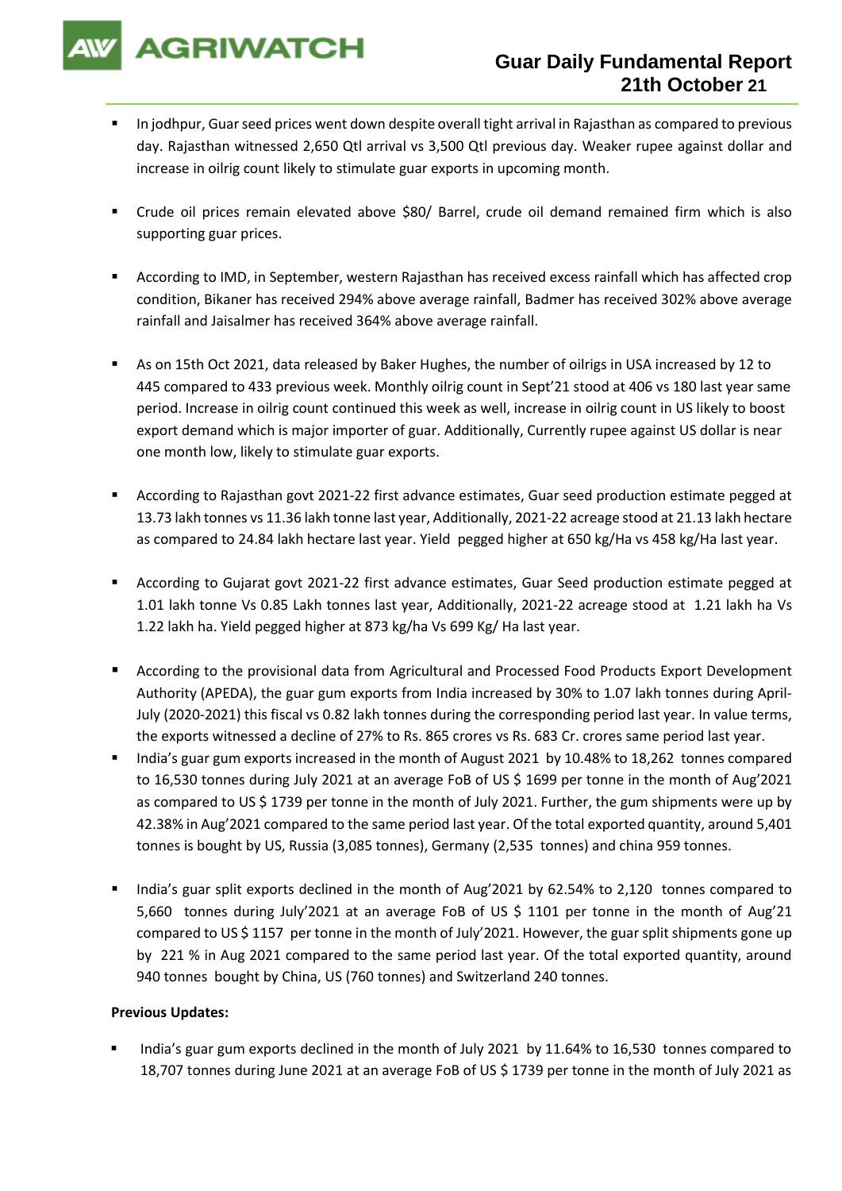# Guar Daily Fundamental Report 21th October 21

- In jodhpur, Guar seed prices went down despite overall tight arrival in Rajasthan as compared to previous day. Rajasthan witnessed 2,650 Qtl arrival vs 3,500 Qtl previous day. Weaker rupee against dollar and increase in oilrig count likely to stimulate guar exports in upcoming month.

- Crude oil prices remain elevated above $80/ Barrel, crude oil demand remained firm which is also supporting guar prices.

- According to IMD, in September, western Rajasthan has received excess rainfall which has affected crop condition, Bikaner has received 294% above average rainfall, Badmer has received 302% above average rainfall and Jaisalmer has received 364% above average rainfall.

- As on 15th Oct 2021, data released by Baker Hughes, the number of oilrigs in USA increased by 12 to 445 compared to 433 previous week. Monthly oilrig count in Sept'21 stood at 406 vs 180 last year same period. Increase in oilrig count continued this week as well, increase in oilrig count in US likely to boost export demand which is major importer of guar. Additionally, Currently rupee against US dollar is near one month low, likely to stimulate guar exports.

- According to Rajasthan govt 2021-22 first advance estimates, Guar seed production estimate pegged at 13.73 lakh tonnes vs 11.36 lakh tonne last year, Additionally, 2021-22 acreage stood at 21.13 lakh hectare as compared to 24.84 lakh hectare last year. Yield pegged higher at 650 kg/Ha vs 458 kg/Ha last year.

- According to Gujarat govt 2021-22 first advance estimates, Guar Seed production estimate pegged at 1.01 lakh tonne Vs 0.85 Lakh tonnes last year, Additionally, 2021-22 acreage stood at 1.21 lakh ha Vs 1.22 lakh ha. Yield pegged higher at 873 kg/ha Vs 699 Kg/ Ha last year.

- According to the provisional data from Agricultural and Processed Food Products Export Development Authority (APEDA), the guar gum exports from India increased by 30% to 1.07 lakh tonnes during April-July (2020-2021) this fiscal vs 0.82 lakh tonnes during the corresponding period last year. In value terms, the exports witnessed a decline of 27% to Rs. 865 crores vs Rs. 683 Cr. crores same period last year.
- India's guar gum exports increased in the month of August 2021 by 10.48% to 18,262 tonnes compared to 16,530 tonnes during July 2021 at an average FoB of US $ 1699 per tonne in the month of Aug'2021 as compared to US $ 1739 per tonne in the month of July 2021. Further, the gum shipments were up by 42.38% in Aug'2021 compared to the same period last year. Of the total exported quantity, around 5,401 tonnes is bought by US, Russia (3,085 tonnes), Germany (2,535 tonnes) and china 959 tonnes.

- India's guar split exports declined in the month of Aug'2021 by 62.54% to 2,120 tonnes compared to 5,660 tonnes during July'2021 at an average FoB of US $ 1101 per tonne in the month of Aug'21 compared to US $ 1157 per tonne in the month of July'2021. However, the guar split shipments gone up by 221 % in Aug 2021 compared to the same period last year. Of the total exported quantity, around 940 tonnes bought by China, US (760 tonnes) and Switzerland 240 tonnes.

**Previous Updates:**

- India's guar gum exports declined in the month of July 2021 by 11.64% to 16,530 tonnes compared to 18,707 tonnes during June 2021 at an average FoB of US $ 1739 per tonne in the month of July 2021 as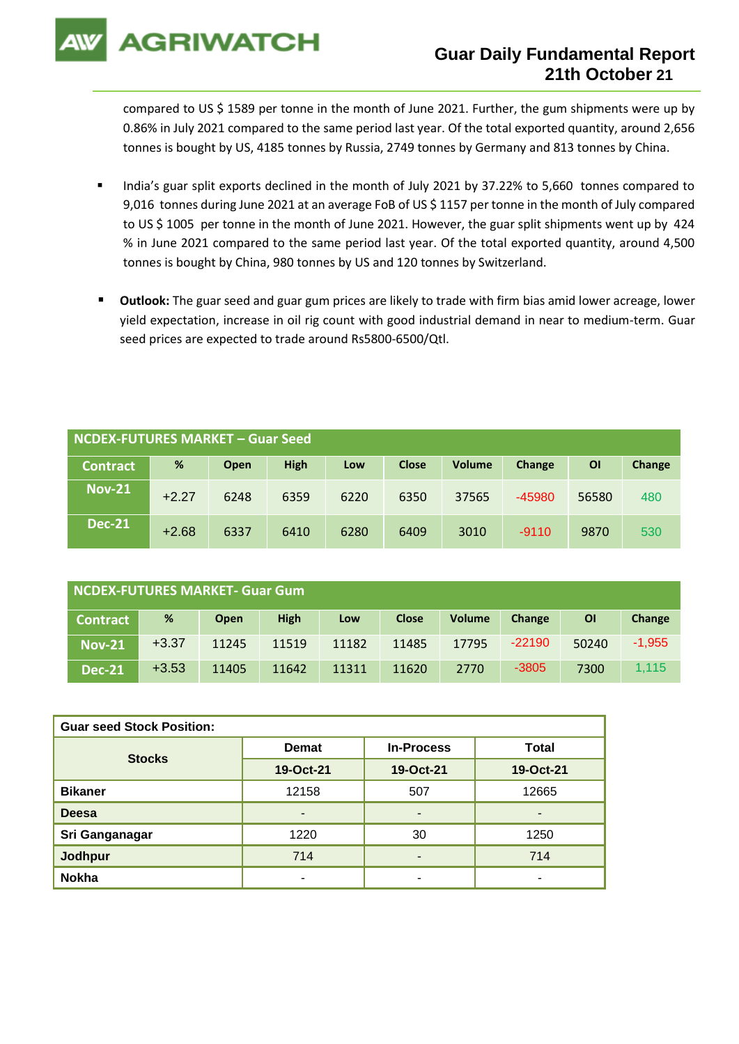compared to US $ 1589 per tonne in the month of June 2021. Further, the gum shipments were up by 0.86% in July 2021 compared to the same period last year. Of the total exported quantity, around 2,656 tonnes is bought by US, 4185 tonnes by Russia, 2749 tonnes by Germany and 813 tonnes by China.

- India's guar split exports declined in the month of July 2021 by 37.22% to 5,660 tonnes compared to 9,016 tonnes during June 2021 at an average FoB of US $ 1157 per tonne in the month of July compared to US $ 1005 per tonne in the month of June 2021. However, the guar split shipments went up by 424 % in June 2021 compared to the same period last year. Of the total exported quantity, around 4,500 tonnes is bought by China, 980 tonnes by US and 120 tonnes by Switzerland.

- **Outlook:** The guar seed and guar gum prices are likely to trade with firm bias amid lower acreage, lower yield expectation, increase in oil rig count with good industrial demand in near to medium-term. Guar seed prices are expected to trade around Rs5800-6500/Qtl.

| NCDEX-FUTURES MARKET – Guar Seed | | | | | | | | | |
|---|---|---|---|---|---|---|---|---|---|
| Contract | % | Open | High | Low | Close | Volume | Change | OI | Change |
| Nov-21 | +2.27 | 6248 | 6359 | 6220 | 6350 | 37565 | -45980 | 56580 | 480 |
| Dec-21 | +2.68 | 6337 | 6410 | 6280 | 6409 | 3010 | -9110 | 9870 | 530 |

| NCDEX-FUTURES MARKET- Guar Gum | | | | | | | | | |
|---|---|---|---|---|---|---|---|---|---|
| Contract | % | Open | High | Low | Close | Volume | Change | OI | Change |
| Nov-21 | +3.37 | 11245 | 11519 | 11182 | 11485 | 17795 | -22190 | 50240 | -1,955 |
| Dec-21 | +3.53 | 11405 | 11642 | 11311 | 11620 | 2770 | -3805 | 7300 | 1,115 |

| Guar seed Stock Position: | | | |
|---|---|---|---|
| Stocks | Demat | In-Process | Total |
| | 19-Oct-21 | 19-Oct-21 | 19-Oct-21 |
| Bikaner | 12158 | 507 | 12665 |
| Deesa | - | - | - |
| Sri Ganganagar | 1220 | 30 | 1250 |
| Jodhpur | 714 | - | 714 |
| Nokha | - | - | - |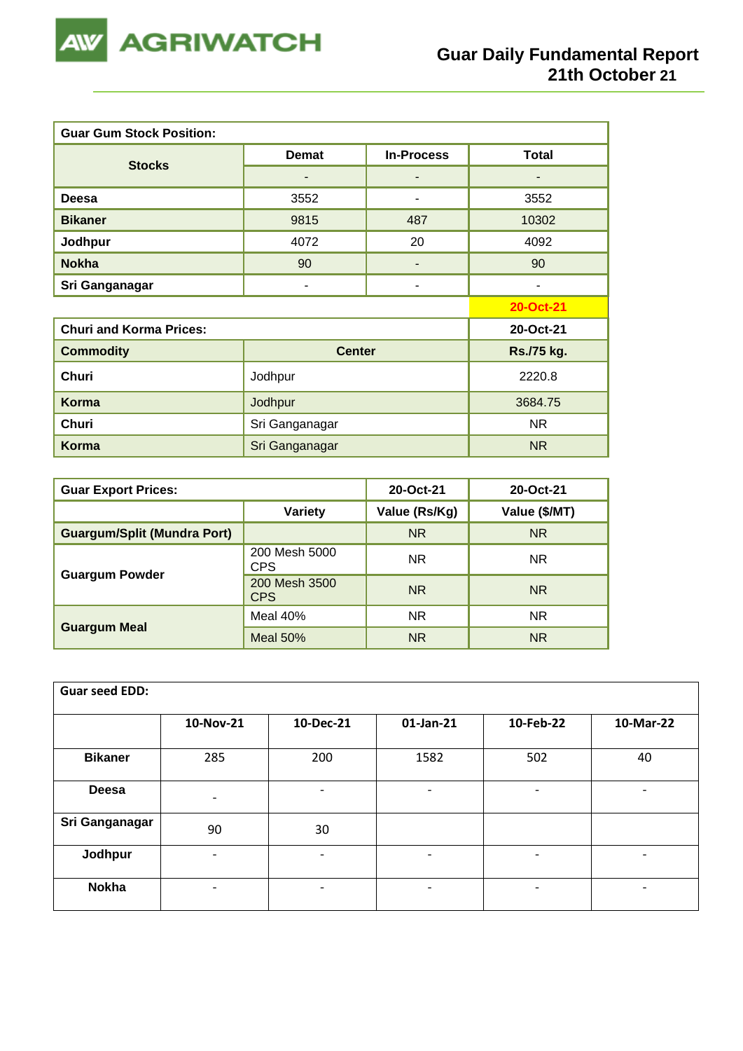# Guar Daily Fundamental Report
## 21th October 21

| Guar Gum Stock Position: | | | |
|---|---|---|---|
| Stocks | Demat | In-Process | Total |
| | - | - | - |
| Deesa | 3552 | - | 3552 |
| Bikaner | 9815 | 487 | 10302 |
| Jodhpur | 4072 | 20 | 4092 |
| Nokha | 90 | - | 90 |
| Sri Ganganagar | - | - | - |
| | | | 20-Oct-21 |

| Churi and Korma Prices: | | 20-Oct-21 |
|---|---|---|
| Commodity | Center | Rs./75 kg. |
| Churi | Jodhpur | 2220.8 |
| Korma | Jodhpur | 3684.75 |
| Churi | Sri Ganganagar | NR |
| Korma | Sri Ganganagar | NR |

| Guar Export Prices: | | 20-Oct-21 | 20-Oct-21 |
|---|---|---|---|
| | Variety | Value (Rs/Kg) | Value ($/MT) |
| Guargum/Split (Mundra Port) | | NR | NR |
| Guargum Powder | 200 Mesh 5000 CPS | NR | NR |
| | 200 Mesh 3500 CPS | NR | NR |
| Guargum Meal | Meal 40% | NR | NR |
| | Meal 50% | NR | NR |

| Guar seed EDD: | | | | | |
|---|---|---|---|---|---|
| | 10-Nov-21 | 10-Dec-21 | 01-Jan-21 | 10-Feb-22 | 10-Mar-22 |
| Bikaner | 285 | 200 | 1582 | 502 | 40 |
| Deesa | - | - | - | - | - |
| Sri Ganganagar | 90 | 30 | | | |
| Jodhpur | - | - | - | - | - |
| Nokha | - | - | - | - | - |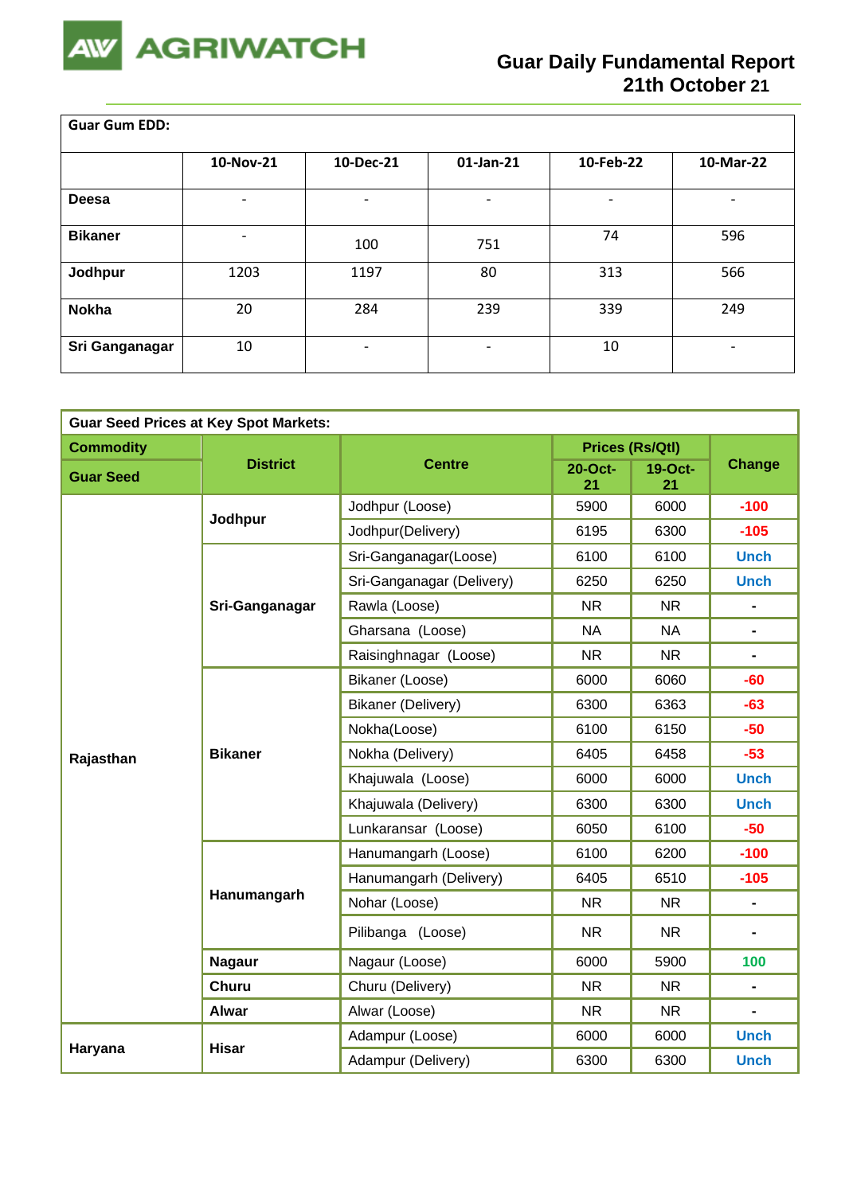# AGRIWATCH

## Guar Daily Fundamental Report
## 21th October 21

| Guar Gum EDD: | | | | | |
|---|---|---|---|---|---|
| | 10-Nov-21 | 10-Dec-21 | 01-Jan-21 | 10-Feb-22 | 10-Mar-22 |
| **Deesa** | - | - | - | - | - |
| **Bikaner** | - | 100 | 751 | 74 | 596 |
| **Jodhpur** | 1203 | 1197 | 80 | 313 | 566 |
| **Nokha** | 20 | 284 | 239 | 339 | 249 |
| **Sri Ganganagar** | 10 | - | - | 10 | - |

**Guar Seed Prices at Key Spot Markets:**

| Commodity | District | Centre | Prices (Rs/Qtl) | | Change |
|---|---|---|---|---|---|
| Guar Seed | | | 20-Oct-21 | 19-Oct-21 | |
| Rajasthan | Jodhpur | Jodhpur (Loose) | 5900 | 6000 | -100 |
| | | Jodhpur(Delivery) | 6195 | 6300 | -105 |
| | Sri-Ganganagar | Sri-Ganganagar(Loose) | 6100 | 6100 | Unch |
| | | Sri-Ganganagar (Delivery) | 6250 | 6250 | Unch |
| | | Rawla (Loose) | NR | NR | - |
| | | Gharsana (Loose) | NA | NA | - |
| | | Raisinghnagar (Loose) | NR | NR | - |
| | Bikaner | Bikaner (Loose) | 6000 | 6060 | -60 |
| | | Bikaner (Delivery) | 6300 | 6363 | -63 |
| | | Nokha(Loose) | 6100 | 6150 | -50 |
| | | Nokha (Delivery) | 6405 | 6458 | -53 |
| | | Khajuwala (Loose) | 6000 | 6000 | Unch |
| | | Khajuwala (Delivery) | 6300 | 6300 | Unch |
| | | Lunkaransar (Loose) | 6050 | 6100 | -50 |
| | Hanumangarh | Hanumangarh (Loose) | 6100 | 6200 | -100 |
| | | Hanumangarh (Delivery) | 6405 | 6510 | -105 |
| | | Nohar (Loose) | NR | NR | - |
| | | Pilibanga (Loose) | NR | NR | - |
| | Nagaur | Nagaur (Loose) | 6000 | 5900 | 100 |
| | Churu | Churu (Delivery) | NR | NR | - |
| | Alwar | Alwar (Loose) | NR | NR | - |
| Haryana | Hisar | Adampur (Loose) | 6000 | 6000 | Unch |
| | | Adampur (Delivery) | 6300 | 6300 | Unch |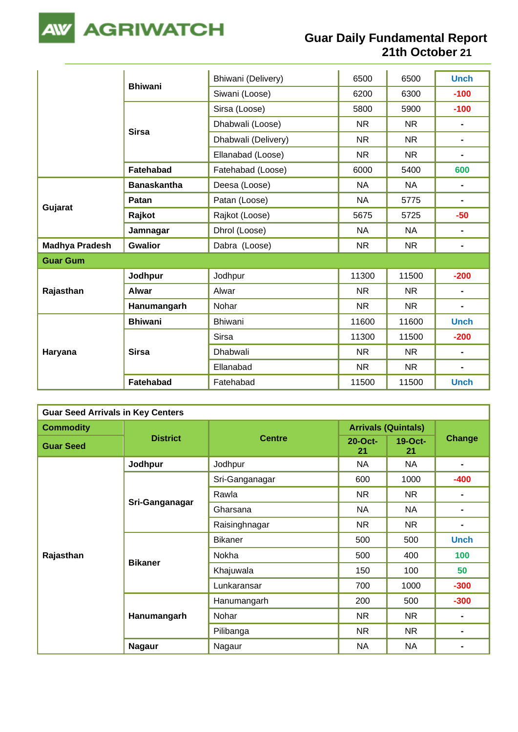| | | | | | |
|---|---|---|---|---|---|
| | **Bhiwani** | Bhiwani (Delivery) | 6500 | 6500 | Unch |
| | | Siwani (Loose) | 6200 | 6300 | -100 |
| | **Sirsa** | Sirsa (Loose) | 5800 | 5900 | -100 |
| | | Dhabwali (Loose) | NR | NR | - |
| | | Dhabwali (Delivery) | NR | NR | - |
| | | Ellanabad (Loose) | NR | NR | - |
| | **Fatehabad** | Fatehabad (Loose) | 6000 | 5400 | 600 |
| **Gujarat** | **Banaskantha** | Deesa (Loose) | NA | NA | - |
| | **Patan** | Patan (Loose) | NA | 5775 | - |
| | **Rajkot** | Rajkot (Loose) | 5675 | 5725 | -50 |
| | **Jamnagar** | Dhrol (Loose) | NA | NA | - |
| **Madhya Pradesh** | **Gwalior** | Dabra (Loose) | NR | NR | - |
| **Guar Gum** | | | | | |
| **Rajasthan** | **Jodhpur** | Jodhpur | 11300 | 11500 | -200 |
| | **Alwar** | Alwar | NR | NR | - |
| | **Hanumangarh** | Nohar | NR | NR | - |
| **Haryana** | **Bhiwani** | Bhiwani | 11600 | 11600 | Unch |
| | **Sirsa** | Sirsa | 11300 | 11500 | -200 |
| | | Dhabwali | NR | NR | - |
| | | Ellanabad | NR | NR | - |
| | **Fatehabad** | Fatehabad | 11500 | 11500 | Unch |

**Guar Seed Arrivals in Key Centers**

| **Commodity** | **District** | **Centre** | **Arrivals (Quintals)** | | **Change** |
|---|---|---|---|---|---|
| **Guar Seed** | | | **20-Oct-21** | **19-Oct-21** | |
| **Rajasthan** | **Jodhpur** | Jodhpur | NA | NA | - |
| | **Sri-Ganganagar** | Sri-Ganganagar | 600 | 1000 | -400 |
| | | Rawla | NR | NR | - |
| | | Gharsana | NA | NA | - |
| | | Raisinghnagar | NR | NR | - |
| | **Bikaner** | Bikaner | 500 | 500 | Unch |
| | | Nokha | 500 | 400 | 100 |
| | | Khajuwala | 150 | 100 | 50 |
| | | Lunkaransar | 700 | 1000 | -300 |
| | **Hanumangarh** | Hanumangarh | 200 | 500 | -300 |
| | | Nohar | NR | NR | - |
| | | Pilibanga | NR | NR | - |
| | **Nagaur** | Nagaur | NA | NA | - |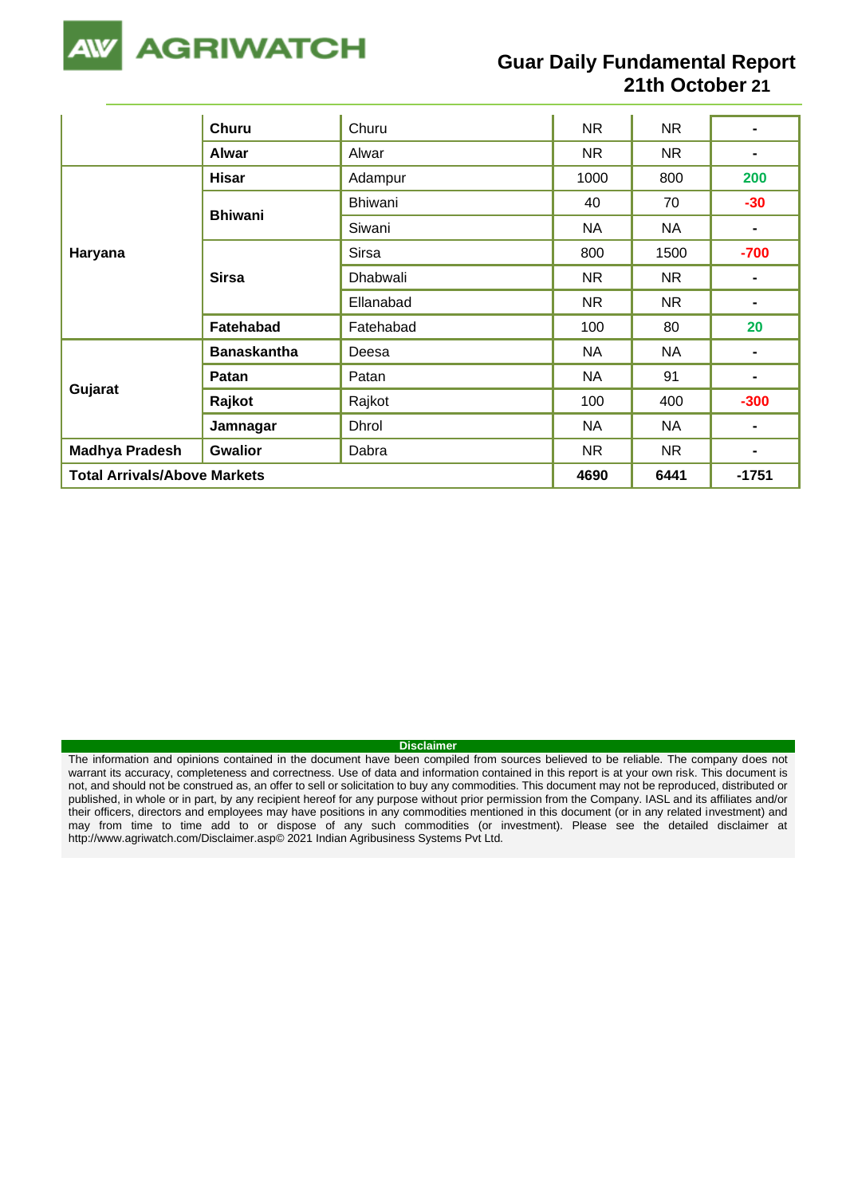| | | | | | |
|---|---|---|---|---|---|
| | **Churu** | Churu | NR | NR | - |
| | **Alwar** | Alwar | NR | NR | - |
| **Haryana** | **Hisar** | Adampur | 1000 | 800 | 200 |
| | **Bhiwani** | Bhiwani | 40 | 70 | -30 |
| | | Siwani | NA | NA | - |
| | **Sirsa** | Sirsa | 800 | 1500 | -700 |
| | | Dhabwali | NR | NR | - |
| | | Ellanabad | NR | NR | - |
| | **Fatehabad** | Fatehabad | 100 | 80 | 20 |
| **Gujarat** | **Banaskantha** | Deesa | NA | NA | - |
| | **Patan** | Patan | NA | 91 | - |
| | **Rajkot** | Rajkot | 100 | 400 | -300 |
| | **Jamnagar** | Dhrol | NA | NA | - |
| **Madhya Pradesh** | **Gwalior** | Dabra | NR | NR | - |
| **Total Arrivals/Above Markets** | | | **4690** | **6441** | **-1751** |

**Disclaimer**

The information and opinions contained in the document have been compiled from sources believed to be reliable. The company does not warrant its accuracy, completeness and correctness. Use of data and information contained in this report is at your own risk. This document is not, and should not be construed as, an offer to sell or solicitation to buy any commodities. This document may not be reproduced, distributed or published, in whole or in part, by any recipient hereof for any purpose without prior permission from the Company. IASL and its affiliates and/or their officers, directors and employees may have positions in any commodities mentioned in this document (or in any related investment) and may from time to time add to or dispose of any such commodities (or investment). Please see the detailed disclaimer at http://www.agriwatch.com/Disclaimer.asp© 2021 Indian Agribusiness Systems Pvt Ltd.